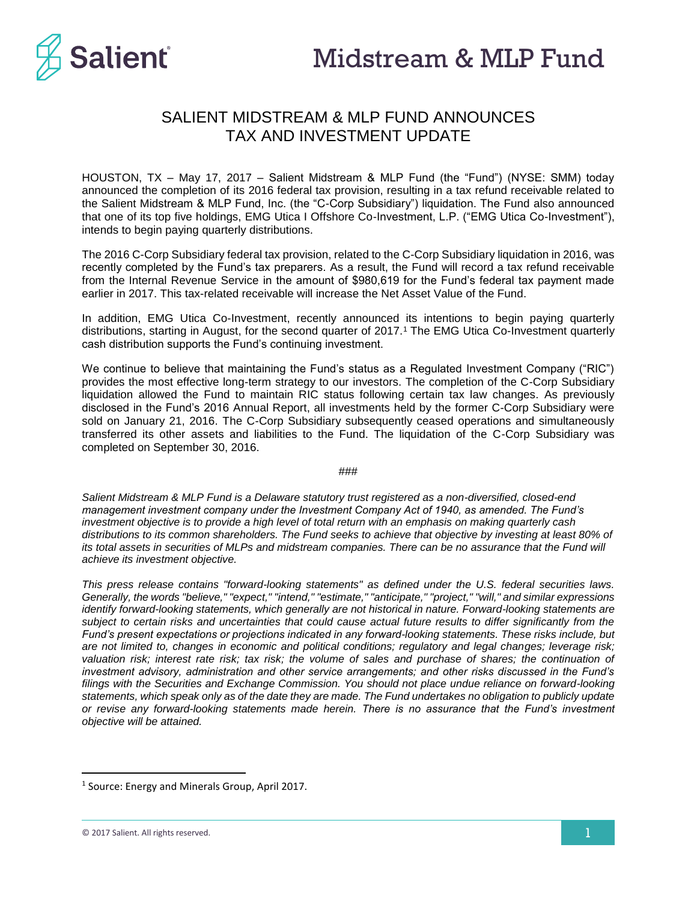# Midstream & MLP Fund

## SALIENT MIDSTREAM & MLP FUND ANNOUNCES TAX AND INVESTMENT UPDATE

HOUSTON, TX – May 17, 2017 – Salient Midstream & MLP Fund (the "Fund") (NYSE: SMM) today announced the completion of its 2016 federal tax provision, resulting in a tax refund receivable related to the Salient Midstream & MLP Fund, Inc. (the "C-Corp Subsidiary") liquidation. The Fund also announced that one of its top five holdings, EMG Utica I Offshore Co-Investment, L.P. ("EMG Utica Co-Investment"), intends to begin paying quarterly distributions.

The 2016 C-Corp Subsidiary federal tax provision, related to the C-Corp Subsidiary liquidation in 2016, was recently completed by the Fund's tax preparers. As a result, the Fund will record a tax refund receivable from the Internal Revenue Service in the amount of $980,619 for the Fund's federal tax payment made earlier in 2017. This tax-related receivable will increase the Net Asset Value of the Fund.

In addition, EMG Utica Co-Investment, recently announced its intentions to begin paying quarterly distributions, starting in August, for the second quarter of 2017.[1] The EMG Utica Co-Investment quarterly cash distribution supports the Fund's continuing investment.

We continue to believe that maintaining the Fund's status as a Regulated Investment Company ("RIC") provides the most effective long-term strategy to our investors. The completion of the C-Corp Subsidiary liquidation allowed the Fund to maintain RIC status following certain tax law changes. As previously disclosed in the Fund's 2016 Annual Report, all investments held by the former C-Corp Subsidiary were sold on January 21, 2016. The C-Corp Subsidiary subsequently ceased operations and simultaneously transferred its other assets and liabilities to the Fund. The liquidation of the C-Corp Subsidiary was completed on September 30, 2016.

###

*Salient Midstream & MLP Fund is a Delaware statutory trust registered as a non-diversified, closed-end management investment company under the Investment Company Act of 1940, as amended. The Fund's investment objective is to provide a high level of total return with an emphasis on making quarterly cash distributions to its common shareholders. The Fund seeks to achieve that objective by investing at least 80% of its total assets in securities of MLPs and midstream companies. There can be no assurance that the Fund will achieve its investment objective.*

*This press release contains "forward-looking statements" as defined under the U.S. federal securities laws. Generally, the words "believe," "expect," "intend," "estimate," "anticipate," "project," "will," and similar expressions identify forward-looking statements, which generally are not historical in nature. Forward-looking statements are subject to certain risks and uncertainties that could cause actual future results to differ significantly from the Fund's present expectations or projections indicated in any forward-looking statements. These risks include, but are not limited to, changes in economic and political conditions; regulatory and legal changes; leverage risk; valuation risk; interest rate risk; tax risk; the volume of sales and purchase of shares; the continuation of investment advisory, administration and other service arrangements; and other risks discussed in the Fund's filings with the Securities and Exchange Commission. You should not place undue reliance on forward-looking statements, which speak only as of the date they are made. The Fund undertakes no obligation to publicly update or revise any forward-looking statements made herein. There is no assurance that the Fund's investment objective will be attained.*

---

[1] Source: Energy and Minerals Group, April 2017.

© 2017 Salient. All rights reserved.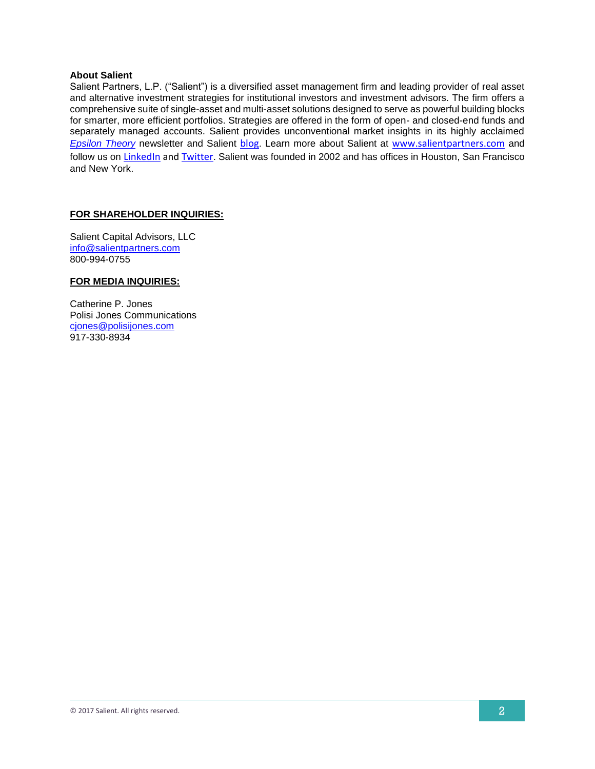**About Salient**

Salient Partners, L.P. ("Salient") is a diversified asset management firm and leading provider of real asset and alternative investment strategies for institutional investors and investment advisors. The firm offers a comprehensive suite of single-asset and multi-asset solutions designed to serve as powerful building blocks for smarter, more efficient portfolios. Strategies are offered in the form of open- and closed-end funds and separately managed accounts. Salient provides unconventional market insights in its highly acclaimed *Epsilon Theory* newsletter and Salient blog. Learn more about Salient at www.salientpartners.com and follow us on LinkedIn and Twitter. Salient was founded in 2002 and has offices in Houston, San Francisco and New York.

**FOR SHAREHOLDER INQUIRIES:**

Salient Capital Advisors, LLC
info@salientpartners.com
800-994-0755

**FOR MEDIA INQUIRIES:**

Catherine P. Jones
Polisi Jones Communications
cjones@polisijones.com
917-330-8934

© 2017 Salient. All rights reserved.